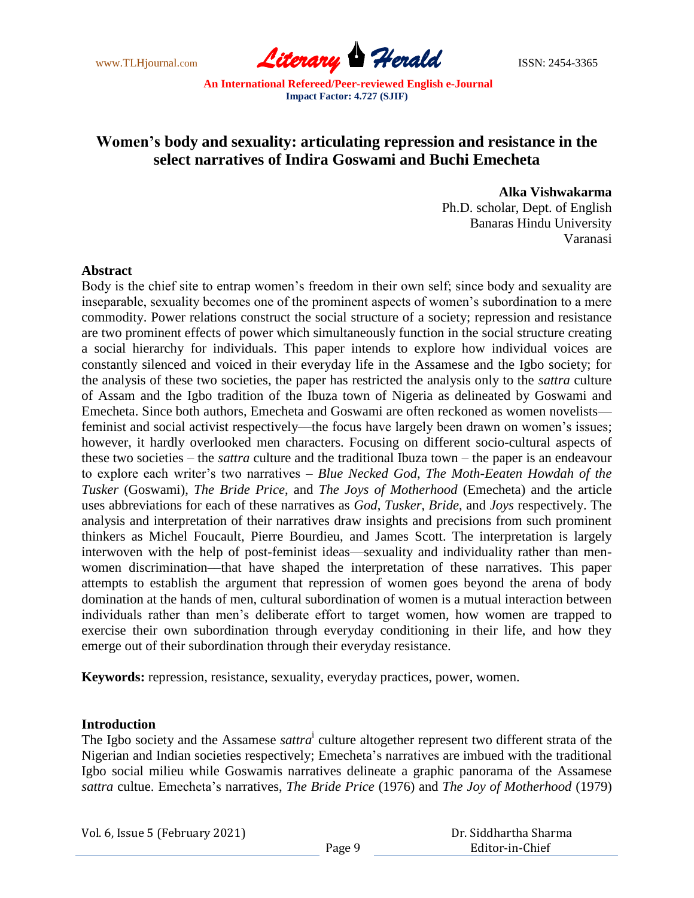# Women's body and sexuality: articulating repression and resistance in the select narratives of Indira Goswami and Buchi Emecheta

**Alka Vishwakarma**
Ph.D. scholar, Dept. of English
Banaras Hindu University
Varanasi

## Abstract

Body is the chief site to entrap women's freedom in their own self; since body and sexuality are inseparable, sexuality becomes one of the prominent aspects of women's subordination to a mere commodity. Power relations construct the social structure of a society; repression and resistance are two prominent effects of power which simultaneously function in the social structure creating a social hierarchy for individuals. This paper intends to explore how individual voices are constantly silenced and voiced in their everyday life in the Assamese and the Igbo society; for the analysis of these two societies, the paper has restricted the analysis only to the *sattra* culture of Assam and the Igbo tradition of the Ibuza town of Nigeria as delineated by Goswami and Emecheta. Since both authors, Emecheta and Goswami are often reckoned as women novelists—feminist and social activist respectively—the focus have largely been drawn on women's issues; however, it hardly overlooked men characters. Focusing on different socio-cultural aspects of these two societies – the *sattra* culture and the traditional Ibuza town – the paper is an endeavour to explore each writer's two narratives – *Blue Necked God*, *The Moth-Eeaten Howdah of the Tusker* (Goswami), *The Bride Price*, and *The Joys of Motherhood* (Emecheta) and the article uses abbreviations for each of these narratives as *God*, *Tusker*, *Bride*, and *Joys* respectively. The analysis and interpretation of their narratives draw insights and precisions from such prominent thinkers as Michel Foucault, Pierre Bourdieu, and James Scott. The interpretation is largely interwoven with the help of post-feminist ideas—sexuality and individuality rather than men-women discrimination—that have shaped the interpretation of these narratives. This paper attempts to establish the argument that repression of women goes beyond the arena of body domination at the hands of men, cultural subordination of women is a mutual interaction between individuals rather than men's deliberate effort to target women, how women are trapped to exercise their own subordination through everyday conditioning in their life, and how they emerge out of their subordination through their everyday resistance.

**Keywords:** repression, resistance, sexuality, everyday practices, power, women.

## Introduction

The Igbo society and the Assamese *sattra*[i] culture altogether represent two different strata of the Nigerian and Indian societies respectively; Emecheta's narratives are imbued with the traditional Igbo social milieu while Goswamis narratives delineate a graphic panorama of the Assamese *sattra* cultue. Emecheta's narratives, *The Bride Price* (1976) and *The Joy of Motherhood* (1979)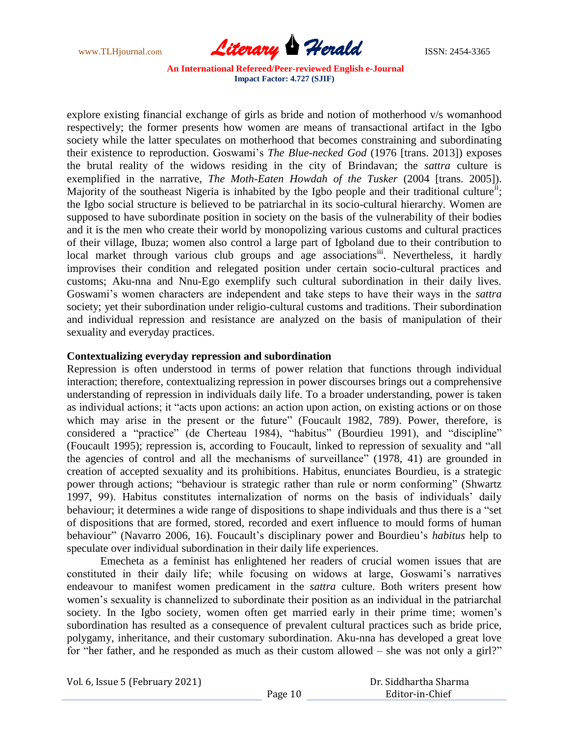explore existing financial exchange of girls as bride and notion of motherhood v/s womanhood respectively; the former presents how women are means of transactional artifact in the Igbo society while the latter speculates on motherhood that becomes constraining and subordinating their existence to reproduction. Goswami's *The Blue-necked God* (1976 [trans. 2013]) exposes the brutal reality of the widows residing in the city of Brindavan; the *sattra* culture is exemplified in the narrative, *The Moth-Eaten Howdah of the Tusker* (2004 [trans. 2005]). Majority of the southeast Nigeria is inhabited by the Igbo people and their traditional culture[ii]; the Igbo social structure is believed to be patriarchal in its socio-cultural hierarchy. Women are supposed to have subordinate position in society on the basis of the vulnerability of their bodies and it is the men who create their world by monopolizing various customs and cultural practices of their village, Ibuza; women also control a large part of Igboland due to their contribution to local market through various club groups and age associations[iii]. Nevertheless, it hardly improvises their condition and relegated position under certain socio-cultural practices and customs; Aku-nna and Nnu-Ego exemplify such cultural subordination in their daily lives. Goswami's women characters are independent and take steps to have their ways in the *sattra* society; yet their subordination under religio-cultural customs and traditions. Their subordination and individual repression and resistance are analyzed on the basis of manipulation of their sexuality and everyday practices.

## Contextualizing everyday repression and subordination

Repression is often understood in terms of power relation that functions through individual interaction; therefore, contextualizing repression in power discourses brings out a comprehensive understanding of repression in individuals daily life. To a broader understanding, power is taken as individual actions; it "acts upon actions: an action upon action, on existing actions or on those which may arise in the present or the future" (Foucault 1982, 789). Power, therefore, is considered a "practice" (de Cherteau 1984), "habitus" (Bourdieu 1991), and "discipline" (Foucault 1995); repression is, according to Foucault, linked to repression of sexuality and "all the agencies of control and all the mechanisms of surveillance" (1978, 41) are grounded in creation of accepted sexuality and its prohibitions. Habitus, enunciates Bourdieu, is a strategic power through actions; "behaviour is strategic rather than rule or norm conforming" (Shwartz 1997, 99). Habitus constitutes internalization of norms on the basis of individuals' daily behaviour; it determines a wide range of dispositions to shape individuals and thus there is a "set of dispositions that are formed, stored, recorded and exert influence to mould forms of human behaviour" (Navarro 2006, 16). Foucault's disciplinary power and Bourdieu's *habitus* help to speculate over individual subordination in their daily life experiences.

Emecheta as a feminist has enlightened her readers of crucial women issues that are constituted in their daily life; while focusing on widows at large, Goswami's narratives endeavour to manifest women predicament in the *sattra* culture. Both writers present how women's sexuality is channelized to subordinate their position as an individual in the patriarchal society. In the Igbo society, women often get married early in their prime time; women's subordination has resulted as a consequence of prevalent cultural practices such as bride price, polygamy, inheritance, and their customary subordination. Aku-nna has developed a great love for "her father, and he responded as much as their custom allowed – she was not only a girl?"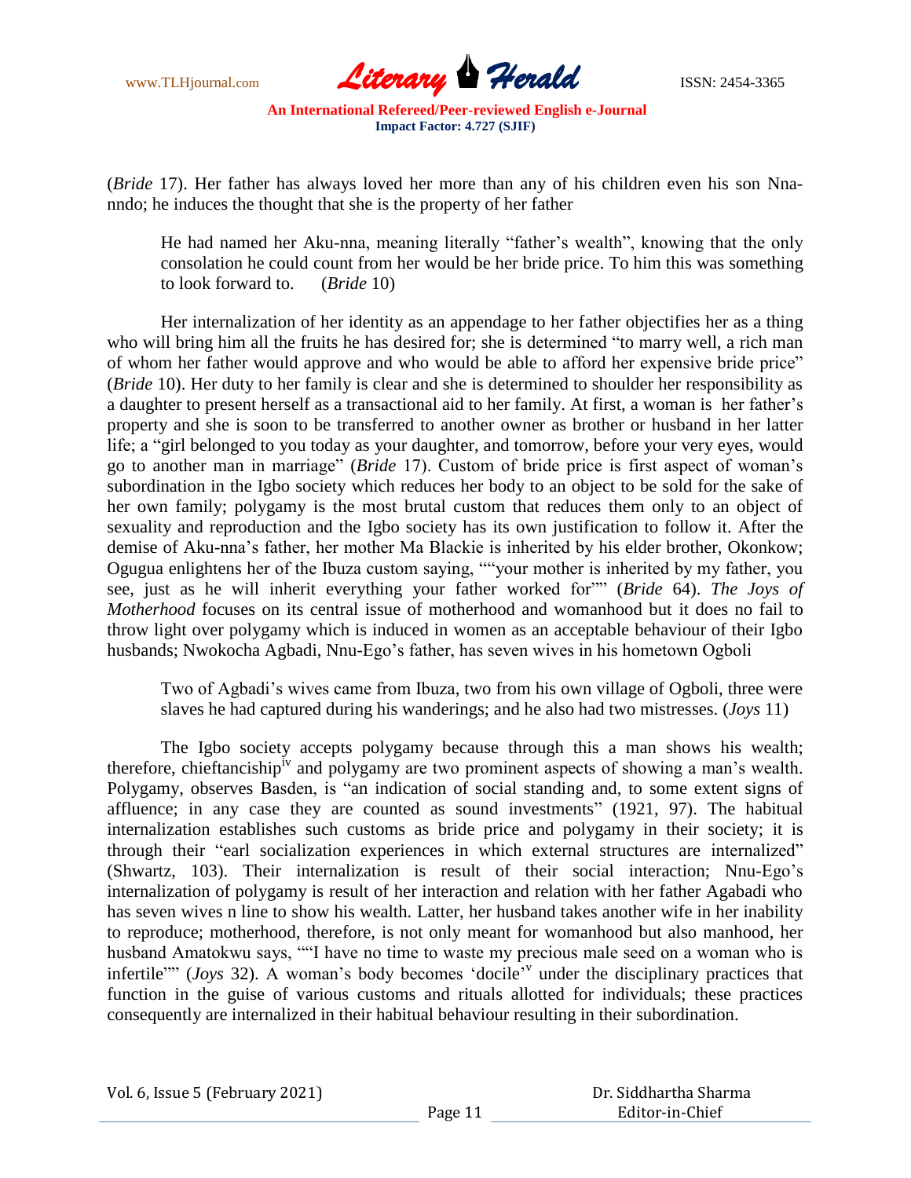(*Bride* 17). Her father has always loved her more than any of his children even his son Nna-nndo; he induces the thought that she is the property of her father

> He had named her Aku-nna, meaning literally "father's wealth", knowing that the only consolation he could count from her would be her bride price. To him this was something to look forward to. (*Bride* 10)

Her internalization of her identity as an appendage to her father objectifies her as a thing who will bring him all the fruits he has desired for; she is determined "to marry well, a rich man of whom her father would approve and who would be able to afford her expensive bride price" (*Bride* 10). Her duty to her family is clear and she is determined to shoulder her responsibility as a daughter to present herself as a transactional aid to her family. At first, a woman is her father's property and she is soon to be transferred to another owner as brother or husband in her latter life; a "girl belonged to you today as your daughter, and tomorrow, before your very eyes, would go to another man in marriage" (*Bride* 17). Custom of bride price is first aspect of woman's subordination in the Igbo society which reduces her body to an object to be sold for the sake of her own family; polygamy is the most brutal custom that reduces them only to an object of sexuality and reproduction and the Igbo society has its own justification to follow it. After the demise of Aku-nna's father, her mother Ma Blackie is inherited by his elder brother, Okonkow; Ogugua enlightens her of the Ibuza custom saying, ""your mother is inherited by my father, you see, just as he will inherit everything your father worked for"" (*Bride* 64). *The Joys of Motherhood* focuses on its central issue of motherhood and womanhood but it does no fail to throw light over polygamy which is induced in women as an acceptable behaviour of their Igbo husbands; Nwokocha Agbadi, Nnu-Ego's father, has seven wives in his hometown Ogboli

> Two of Agbadi's wives came from Ibuza, two from his own village of Ogboli, three were slaves he had captured during his wanderings; and he also had two mistresses. (*Joys* 11)

The Igbo society accepts polygamy because through this a man shows his wealth; therefore, chieftancieship[iv] and polygamy are two prominent aspects of showing a man's wealth. Polygamy, observes Basden, is "an indication of social standing and, to some extent signs of affluence; in any case they are counted as sound investments" (1921, 97). The habitual internalization establishes such customs as bride price and polygamy in their society; it is through their "earl socialization experiences in which external structures are internalized" (Shwartz, 103). Their internalization is result of their social interaction; Nnu-Ego's internalization of polygamy is result of her interaction and relation with her father Agabadi who has seven wives n line to show his wealth. Latter, her husband takes another wife in her inability to reproduce; motherhood, therefore, is not only meant for womanhood but also manhood, her husband Amatokwu says, ""I have no time to waste my precious male seed on a woman who is infertile"" (*Joys* 32). A woman's body becomes 'docile'[v] under the disciplinary practices that function in the guise of various customs and rituals allotted for individuals; these practices consequently are internalized in their habitual behaviour resulting in their subordination.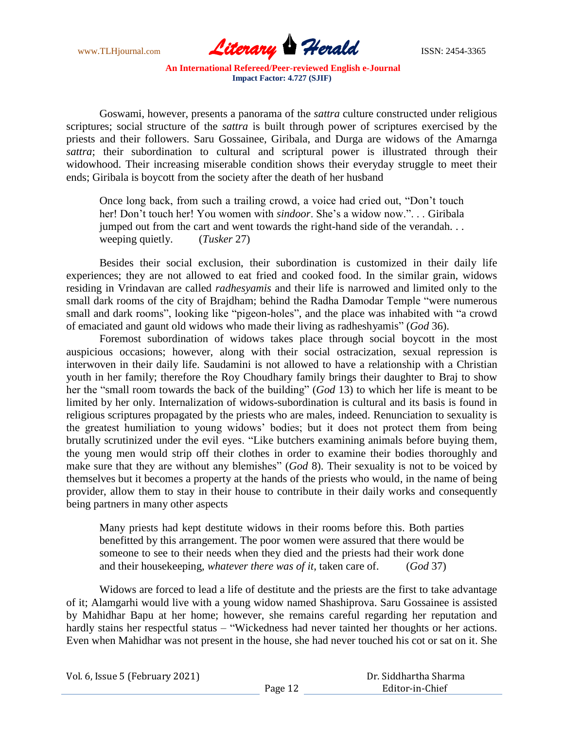Goswami, however, presents a panorama of the *sattra* culture constructed under religious scriptures; social structure of the *sattra* is built through power of scriptures exercised by the priests and their followers. Saru Gossainee, Giribala, and Durga are widows of the Amarnga *sattra*; their subordination to cultural and scriptural power is illustrated through their widowhood. Their increasing miserable condition shows their everyday struggle to meet their ends; Giribala is boycott from the society after the death of her husband

> Once long back, from such a trailing crowd, a voice had cried out, "Don't touch her! Don't touch her! You women with *sindoor*. She's a widow now.". . . Giribala jumped out from the cart and went towards the right-hand side of the verandah. . . weeping quietly. (*Tusker* 27)

Besides their social exclusion, their subordination is customized in their daily life experiences; they are not allowed to eat fried and cooked food. In the similar grain, widows residing in Vrindavan are called *radhesyamis* and their life is narrowed and limited only to the small dark rooms of the city of Brajdham; behind the Radha Damodar Temple "were numerous small and dark rooms", looking like "pigeon-holes", and the place was inhabited with "a crowd of emaciated and gaunt old widows who made their living as radheshyamis" (*God* 36).

Foremost subordination of widows takes place through social boycott in the most auspicious occasions; however, along with their social ostracization, sexual repression is interwoven in their daily life. Saudamini is not allowed to have a relationship with a Christian youth in her family; therefore the Roy Choudhary family brings their daughter to Braj to show her the "small room towards the back of the building" (*God* 13) to which her life is meant to be limited by her only. Internalization of widows-subordination is cultural and its basis is found in religious scriptures propagated by the priests who are males, indeed. Renunciation to sexuality is the greatest humiliation to young widows' bodies; but it does not protect them from being brutally scrutinized under the evil eyes. "Like butchers examining animals before buying them, the young men would strip off their clothes in order to examine their bodies thoroughly and make sure that they are without any blemishes" (*God* 8). Their sexuality is not to be voiced by themselves but it becomes a property at the hands of the priests who would, in the name of being provider, allow them to stay in their house to contribute in their daily works and consequently being partners in many other aspects

> Many priests had kept destitute widows in their rooms before this. Both parties benefitted by this arrangement. The poor women were assured that there would be someone to see to their needs when they died and the priests had their work done and their housekeeping, *whatever there was of it*, taken care of. (*God* 37)

Widows are forced to lead a life of destitute and the priests are the first to take advantage of it; Alamgarhi would live with a young widow named Shashiprova. Saru Gossainee is assisted by Mahidhar Bapu at her home; however, she remains careful regarding her reputation and hardly stains her respectful status – "Wickedness had never tainted her thoughts or her actions. Even when Mahidhar was not present in the house, she had never touched his cot or sat on it. She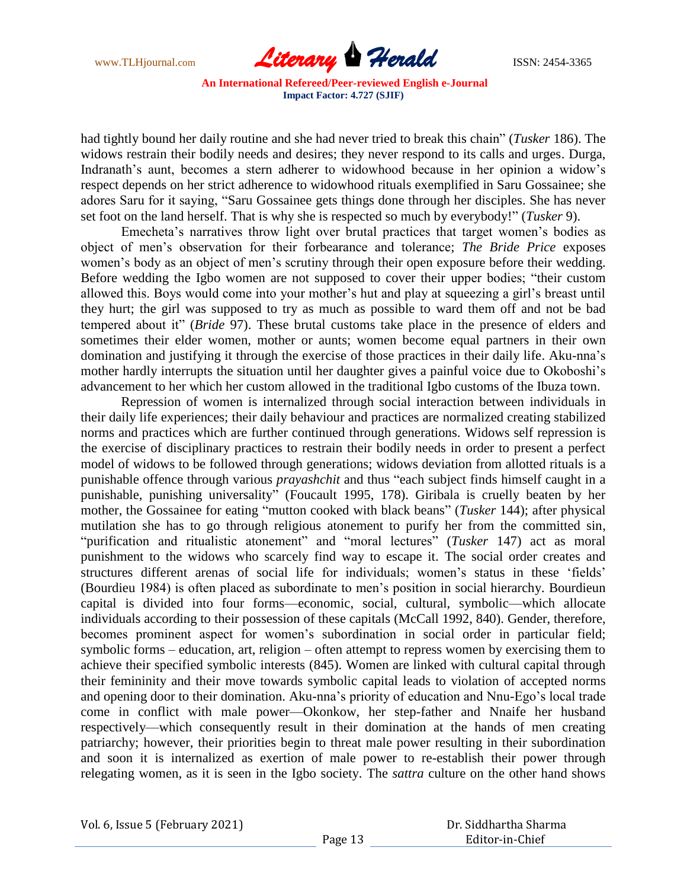had tightly bound her daily routine and she had never tried to break this chain" (*Tusker* 186). The widows restrain their bodily needs and desires; they never respond to its calls and urges. Durga, Indranath's aunt, becomes a stern adherer to widowhood because in her opinion a widow's respect depends on her strict adherence to widowhood rituals exemplified in Saru Gossainee; she adores Saru for it saying, "Saru Gossainee gets things done through her disciples. She has never set foot on the land herself. That is why she is respected so much by everybody!" (*Tusker* 9).

Emecheta's narratives throw light over brutal practices that target women's bodies as object of men's observation for their forbearance and tolerance; *The Bride Price* exposes women's body as an object of men's scrutiny through their open exposure before their wedding. Before wedding the Igbo women are not supposed to cover their upper bodies; "their custom allowed this. Boys would come into your mother's hut and play at squeezing a girl's breast until they hurt; the girl was supposed to try as much as possible to ward them off and not be bad tempered about it" (*Bride* 97). These brutal customs take place in the presence of elders and sometimes their elder women, mother or aunts; women become equal partners in their own domination and justifying it through the exercise of those practices in their daily life. Aku-nna's mother hardly interrupts the situation until her daughter gives a painful voice due to Okoboshi's advancement to her which her custom allowed in the traditional Igbo customs of the Ibuza town.

Repression of women is internalized through social interaction between individuals in their daily life experiences; their daily behaviour and practices are normalized creating stabilized norms and practices which are further continued through generations. Widows self repression is the exercise of disciplinary practices to restrain their bodily needs in order to present a perfect model of widows to be followed through generations; widows deviation from allotted rituals is a punishable offence through various *prayashchit* and thus "each subject finds himself caught in a punishable, punishing universality" (Foucault 1995, 178). Giribala is cruelly beaten by her mother, the Gossainee for eating "mutton cooked with black beans" (*Tusker* 144); after physical mutilation she has to go through religious atonement to purify her from the committed sin, "purification and ritualistic atonement" and "moral lectures" (*Tusker* 147) act as moral punishment to the widows who scarcely find way to escape it. The social order creates and structures different arenas of social life for individuals; women's status in these 'fields' (Bourdieu 1984) is often placed as subordinate to men's position in social hierarchy. Bourdieun capital is divided into four forms—economic, social, cultural, symbolic—which allocate individuals according to their possession of these capitals (McCall 1992, 840). Gender, therefore, becomes prominent aspect for women's subordination in social order in particular field; symbolic forms – education, art, religion – often attempt to repress women by exercising them to achieve their specified symbolic interests (845). Women are linked with cultural capital through their femininity and their move towards symbolic capital leads to violation of accepted norms and opening door to their domination. Aku-nna's priority of education and Nnu-Ego's local trade come in conflict with male power—Okonkow, her step-father and Nnaife her husband respectively—which consequently result in their domination at the hands of men creating patriarchy; however, their priorities begin to threat male power resulting in their subordination and soon it is internalized as exertion of male power to re-establish their power through relegating women, as it is seen in the Igbo society. The *sattra* culture on the other hand shows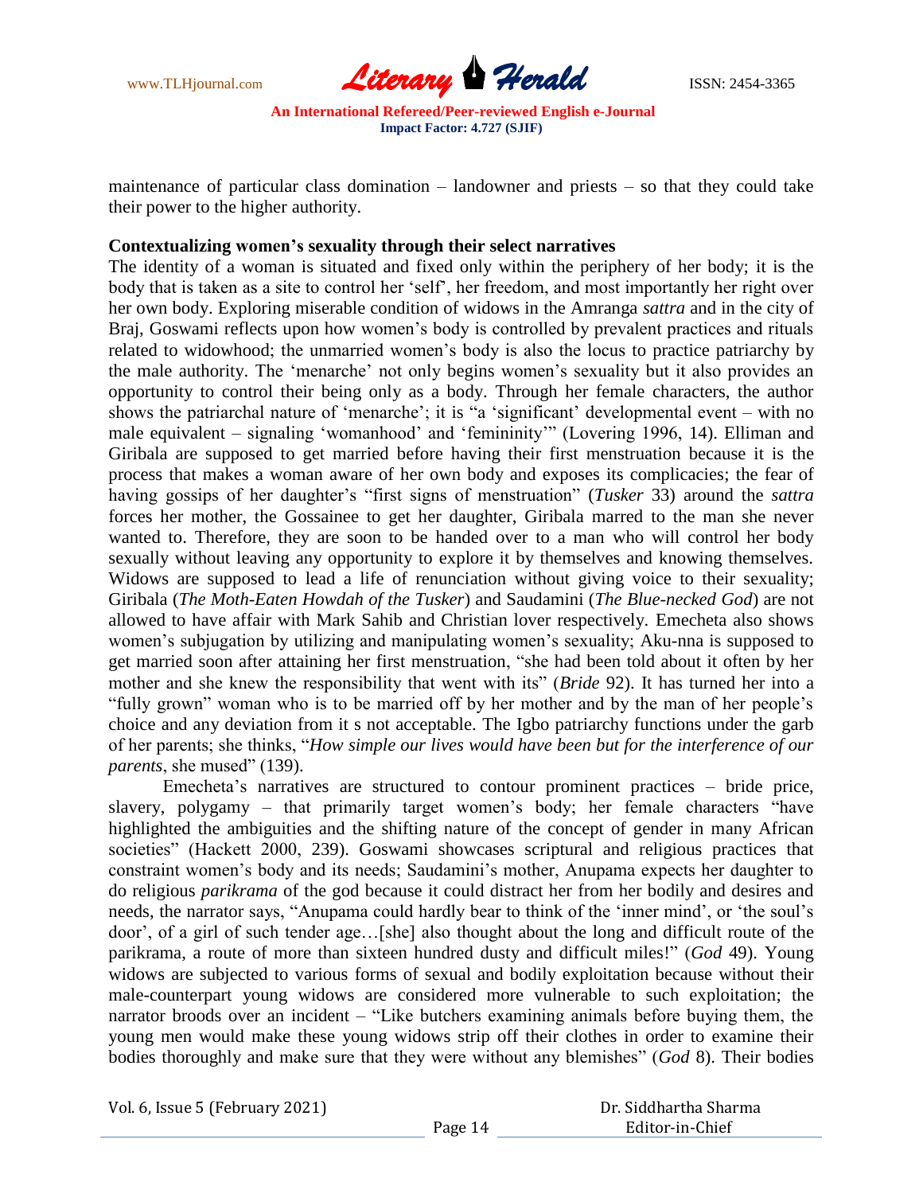maintenance of particular class domination – landowner and priests – so that they could take their power to the higher authority.

**Contextualizing women's sexuality through their select narratives**

The identity of a woman is situated and fixed only within the periphery of her body; it is the body that is taken as a site to control her 'self', her freedom, and most importantly her right over her own body. Exploring miserable condition of widows in the Amranga *sattra* and in the city of Braj, Goswami reflects upon how women's body is controlled by prevalent practices and rituals related to widowhood; the unmarried women's body is also the locus to practice patriarchy by the male authority. The 'menarche' not only begins women's sexuality but it also provides an opportunity to control their being only as a body. Through her female characters, the author shows the patriarchal nature of 'menarche'; it is "a 'significant' developmental event – with no male equivalent – signaling 'womanhood' and 'femininity'" (Lovering 1996, 14). Elliman and Giribala are supposed to get married before having their first menstruation because it is the process that makes a woman aware of her own body and exposes its complicacies; the fear of having gossips of her daughter's "first signs of menstruation" (*Tusker* 33) around the *sattra* forces her mother, the Gossainee to get her daughter, Giribala marred to the man she never wanted to. Therefore, they are soon to be handed over to a man who will control her body sexually without leaving any opportunity to explore it by themselves and knowing themselves. Widows are supposed to lead a life of renunciation without giving voice to their sexuality; Giribala (*The Moth-Eaten Howdah of the Tusker*) and Saudamini (*The Blue-necked God*) are not allowed to have affair with Mark Sahib and Christian lover respectively. Emecheta also shows women's subjugation by utilizing and manipulating women's sexuality; Aku-nna is supposed to get married soon after attaining her first menstruation, "she had been told about it often by her mother and she knew the responsibility that went with its" (*Bride* 92). It has turned her into a "fully grown" woman who is to be married off by her mother and by the man of her people's choice and any deviation from it s not acceptable. The Igbo patriarchy functions under the garb of her parents; she thinks, "*How simple our lives would have been but for the interference of our parents*, she mused" (139).

Emecheta's narratives are structured to contour prominent practices – bride price, slavery, polygamy – that primarily target women's body; her female characters "have highlighted the ambiguities and the shifting nature of the concept of gender in many African societies" (Hackett 2000, 239). Goswami showcases scriptural and religious practices that constraint women's body and its needs; Saudamini's mother, Anupama expects her daughter to do religious *parikrama* of the god because it could distract her from her bodily and desires and needs, the narrator says, "Anupama could hardly bear to think of the 'inner mind', or 'the soul's door', of a girl of such tender age…[she] also thought about the long and difficult route of the parikrama, a route of more than sixteen hundred dusty and difficult miles!" (*God* 49). Young widows are subjected to various forms of sexual and bodily exploitation because without their male-counterpart young widows are considered more vulnerable to such exploitation; the narrator broods over an incident – "Like butchers examining animals before buying them, the young men would make these young widows strip off their clothes in order to examine their bodies thoroughly and make sure that they were without any blemishes" (*God* 8). Their bodies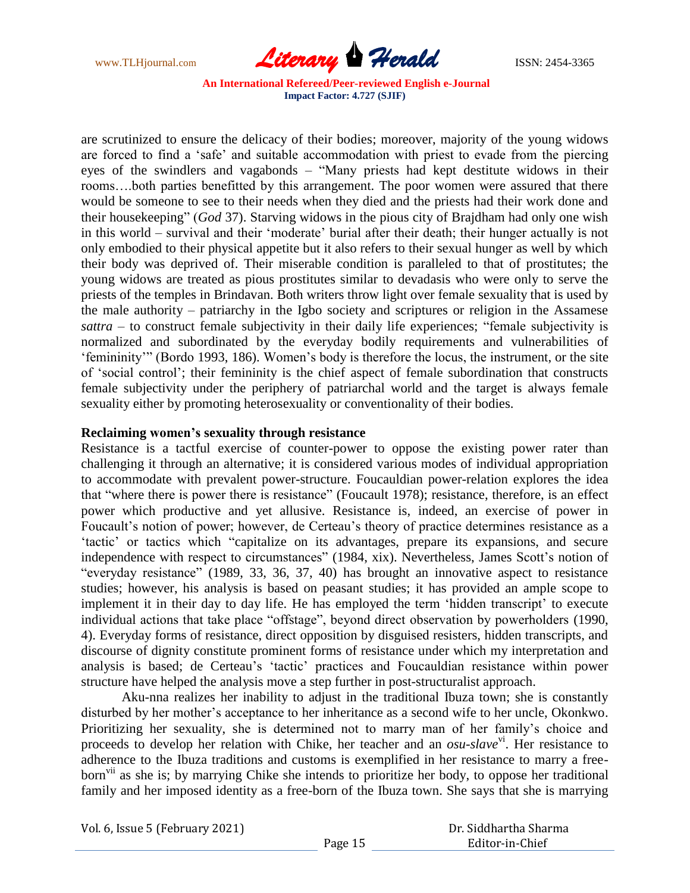are scrutinized to ensure the delicacy of their bodies; moreover, majority of the young widows are forced to find a 'safe' and suitable accommodation with priest to evade from the piercing eyes of the swindlers and vagabonds – "Many priests had kept destitute widows in their rooms….both parties benefitted by this arrangement. The poor women were assured that there would be someone to see to their needs when they died and the priests had their work done and their housekeeping" (*God* 37). Starving widows in the pious city of Brajdham had only one wish in this world – survival and their 'moderate' burial after their death; their hunger actually is not only embodied to their physical appetite but it also refers to their sexual hunger as well by which their body was deprived of. Their miserable condition is paralleled to that of prostitutes; the young widows are treated as pious prostitutes similar to devadasis who were only to serve the priests of the temples in Brindavan. Both writers throw light over female sexuality that is used by the male authority – patriarchy in the Igbo society and scriptures or religion in the Assamese *sattra* – to construct female subjectivity in their daily life experiences; "female subjectivity is normalized and subordinated by the everyday bodily requirements and vulnerabilities of 'femininity'" (Bordo 1993, 186). Women's body is therefore the locus, the instrument, or the site of 'social control'; their femininity is the chief aspect of female subordination that constructs female subjectivity under the periphery of patriarchal world and the target is always female sexuality either by promoting heterosexuality or conventionality of their bodies.

**Reclaiming women's sexuality through resistance**

Resistance is a tactful exercise of counter-power to oppose the existing power rater than challenging it through an alternative; it is considered various modes of individual appropriation to accommodate with prevalent power-structure. Foucauldian power-relation explores the idea that "where there is power there is resistance" (Foucault 1978); resistance, therefore, is an effect power which productive and yet allusive. Resistance is, indeed, an exercise of power in Foucault's notion of power; however, de Certeau's theory of practice determines resistance as a 'tactic' or tactics which "capitalize on its advantages, prepare its expansions, and secure independence with respect to circumstances" (1984, xix). Nevertheless, James Scott's notion of "everyday resistance" (1989, 33, 36, 37, 40) has brought an innovative aspect to resistance studies; however, his analysis is based on peasant studies; it has provided an ample scope to implement it in their day to day life. He has employed the term 'hidden transcript' to execute individual actions that take place "offstage", beyond direct observation by powerholders (1990, 4). Everyday forms of resistance, direct opposition by disguised resisters, hidden transcripts, and discourse of dignity constitute prominent forms of resistance under which my interpretation and analysis is based; de Certeau's 'tactic' practices and Foucauldian resistance within power structure have helped the analysis move a step further in post-structuralist approach.

Aku-nna realizes her inability to adjust in the traditional Ibuza town; she is constantly disturbed by her mother's acceptance to her inheritance as a second wife to her uncle, Okonkwo. Prioritizing her sexuality, she is determined not to marry man of her family's choice and proceeds to develop her relation with Chike, her teacher and an *osu-slave*[vi]. Her resistance to adherence to the Ibuza traditions and customs is exemplified in her resistance to marry a free-born[vii] as she is; by marrying Chike she intends to prioritize her body, to oppose her traditional family and her imposed identity as a free-born of the Ibuza town. She says that she is marrying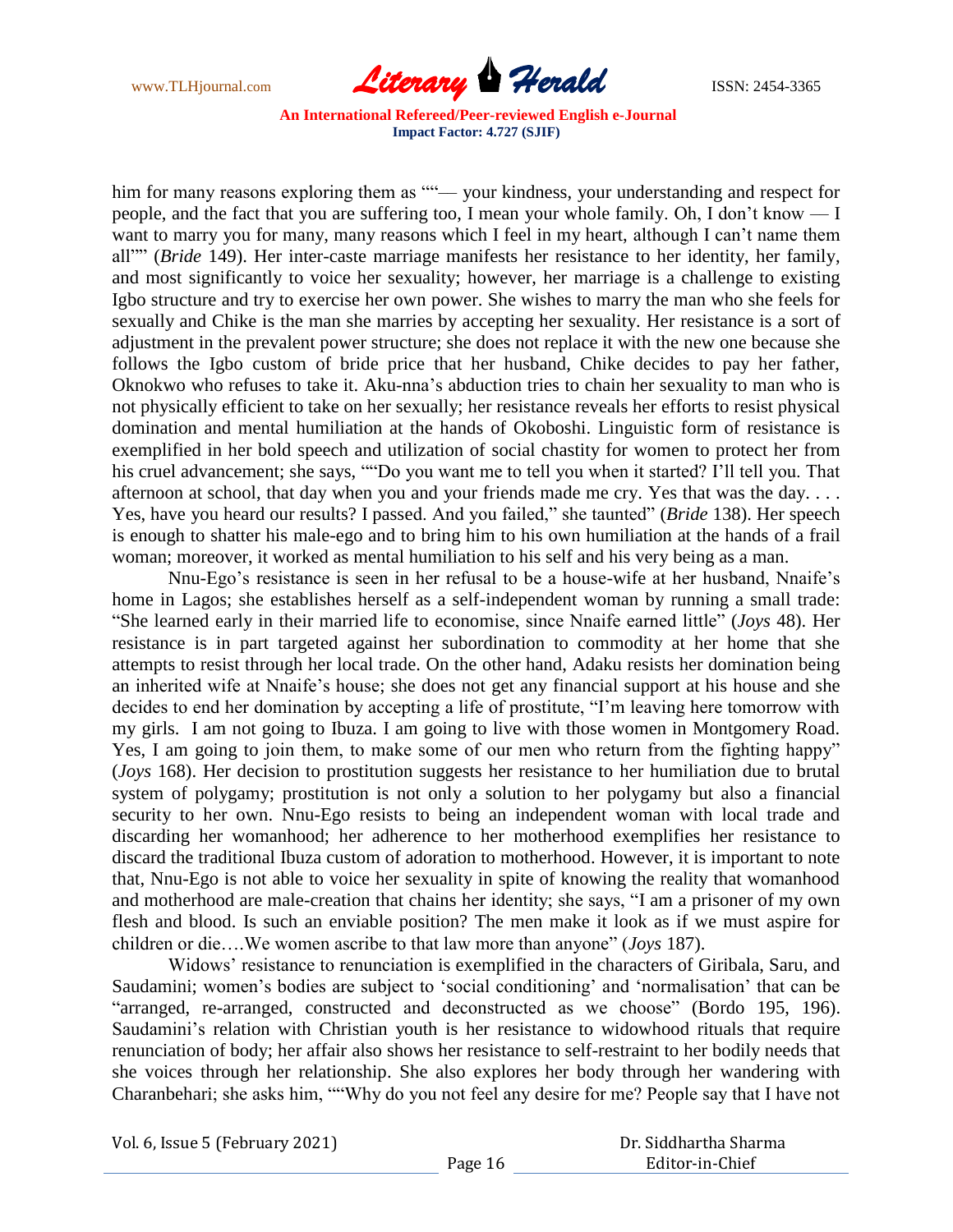him for many reasons exploring them as ""— your kindness, your understanding and respect for people, and the fact that you are suffering too, I mean your whole family. Oh, I don't know — I want to marry you for many, many reasons which I feel in my heart, although I can't name them all"" (*Bride* 149). Her inter-caste marriage manifests her resistance to her identity, her family, and most significantly to voice her sexuality; however, her marriage is a challenge to existing Igbo structure and try to exercise her own power. She wishes to marry the man who she feels for sexually and Chike is the man she marries by accepting her sexuality. Her resistance is a sort of adjustment in the prevalent power structure; she does not replace it with the new one because she follows the Igbo custom of bride price that her husband, Chike decides to pay her father, Oknokwo who refuses to take it. Aku-nna's abduction tries to chain her sexuality to man who is not physically efficient to take on her sexually; her resistance reveals her efforts to resist physical domination and mental humiliation at the hands of Okoboshi. Linguistic form of resistance is exemplified in her bold speech and utilization of social chastity for women to protect her from his cruel advancement; she says, ""Do you want me to tell you when it started? I'll tell you. That afternoon at school, that day when you and your friends made me cry. Yes that was the day. . . . Yes, have you heard our results? I passed. And you failed," she taunted" (*Bride* 138). Her speech is enough to shatter his male-ego and to bring him to his own humiliation at the hands of a frail woman; moreover, it worked as mental humiliation to his self and his very being as a man.

Nnu-Ego's resistance is seen in her refusal to be a house-wife at her husband, Nnaife's home in Lagos; she establishes herself as a self-independent woman by running a small trade: "She learned early in their married life to economise, since Nnaife earned little" (*Joys* 48). Her resistance is in part targeted against her subordination to commodity at her home that she attempts to resist through her local trade. On the other hand, Adaku resists her domination being an inherited wife at Nnaife's house; she does not get any financial support at his house and she decides to end her domination by accepting a life of prostitute, "I'm leaving here tomorrow with my girls. I am not going to Ibuza. I am going to live with those women in Montgomery Road. Yes, I am going to join them, to make some of our men who return from the fighting happy" (*Joys* 168). Her decision to prostitution suggests her resistance to her humiliation due to brutal system of polygamy; prostitution is not only a solution to her polygamy but also a financial security to her own. Nnu-Ego resists to being an independent woman with local trade and discarding her womanhood; her adherence to her motherhood exemplifies her resistance to discard the traditional Ibuza custom of adoration to motherhood. However, it is important to note that, Nnu-Ego is not able to voice her sexuality in spite of knowing the reality that womanhood and motherhood are male-creation that chains her identity; she says, "I am a prisoner of my own flesh and blood. Is such an enviable position? The men make it look as if we must aspire for children or die….We women ascribe to that law more than anyone" (*Joys* 187).

Widows' resistance to renunciation is exemplified in the characters of Giribala, Saru, and Saudamini; women's bodies are subject to 'social conditioning' and 'normalisation' that can be "arranged, re-arranged, constructed and deconstructed as we choose" (Bordo 195, 196). Saudamini's relation with Christian youth is her resistance to widowhood rituals that require renunciation of body; her affair also shows her resistance to self-restraint to her bodily needs that she voices through her relationship. She also explores her body through her wandering with Charanbehari; she asks him, ""Why do you not feel any desire for me? People say that I have not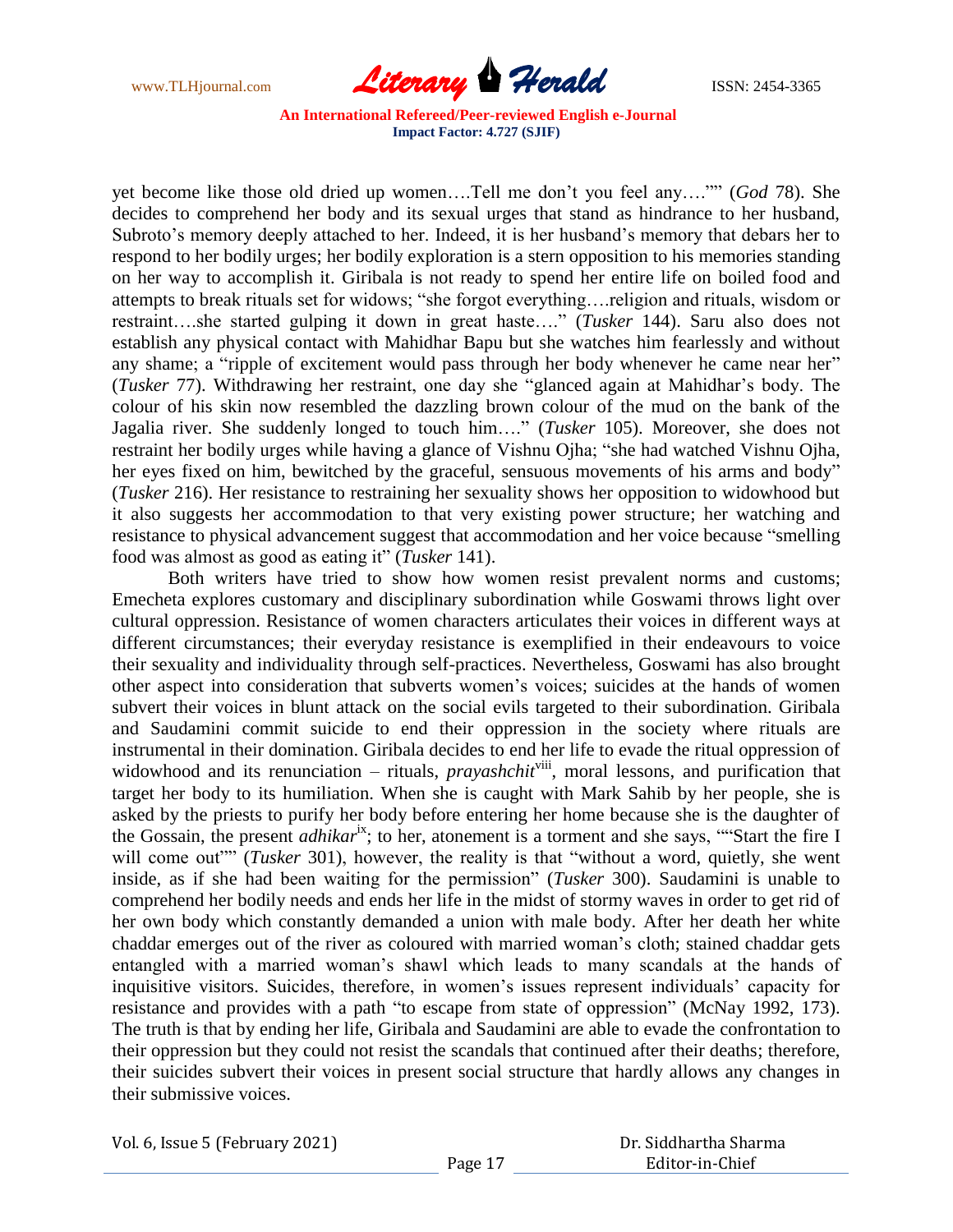yet become like those old dried up women….Tell me don't you feel any….'" (*God* 78). She decides to comprehend her body and its sexual urges that stand as hindrance to her husband, Subroto's memory deeply attached to her. Indeed, it is her husband's memory that debars her to respond to her bodily urges; her bodily exploration is a stern opposition to his memories standing on her way to accomplish it. Giribala is not ready to spend her entire life on boiled food and attempts to break rituals set for widows; "she forgot everything….religion and rituals, wisdom or restraint….she started gulping it down in great haste…." (*Tusker* 144). Saru also does not establish any physical contact with Mahidhar Bapu but she watches him fearlessly and without any shame; a "ripple of excitement would pass through her body whenever he came near her" (*Tusker* 77). Withdrawing her restraint, one day she "glanced again at Mahidhar's body. The colour of his skin now resembled the dazzling brown colour of the mud on the bank of the Jagalia river. She suddenly longed to touch him…." (*Tusker* 105). Moreover, she does not restraint her bodily urges while having a glance of Vishnu Ojha; "she had watched Vishnu Ojha, her eyes fixed on him, bewitched by the graceful, sensuous movements of his arms and body" (*Tusker* 216). Her resistance to restraining her sexuality shows her opposition to widowhood but it also suggests her accommodation to that very existing power structure; her watching and resistance to physical advancement suggest that accommodation and her voice because "smelling food was almost as good as eating it" (*Tusker* 141).

Both writers have tried to show how women resist prevalent norms and customs; Emecheta explores customary and disciplinary subordination while Goswami throws light over cultural oppression. Resistance of women characters articulates their voices in different ways at different circumstances; their everyday resistance is exemplified in their endeavours to voice their sexuality and individuality through self-practices. Nevertheless, Goswami has also brought other aspect into consideration that subverts women's voices; suicides at the hands of women subvert their voices in blunt attack on the social evils targeted to their subordination. Giribala and Saudamini commit suicide to end their oppression in the society where rituals are instrumental in their domination. Giribala decides to end her life to evade the ritual oppression of widowhood and its renunciation – rituals, *prayashchit*[viii], moral lessons, and purification that target her body to its humiliation. When she is caught with Mark Sahib by her people, she is asked by the priests to purify her body before entering her home because she is the daughter of the Gossain, the present *adhikar*[ix]; to her, atonement is a torment and she says, ""Start the fire I will come out"" (*Tusker* 301), however, the reality is that "without a word, quietly, she went inside, as if she had been waiting for the permission" (*Tusker* 300). Saudamini is unable to comprehend her bodily needs and ends her life in the midst of stormy waves in order to get rid of her own body which constantly demanded a union with male body. After her death her white chaddar emerges out of the river as coloured with married woman's cloth; stained chaddar gets entangled with a married woman's shawl which leads to many scandals at the hands of inquisitive visitors. Suicides, therefore, in women's issues represent individuals' capacity for resistance and provides with a path "to escape from state of oppression" (McNay 1992, 173). The truth is that by ending her life, Giribala and Saudamini are able to evade the confrontation to their oppression but they could not resist the scandals that continued after their deaths; therefore, their suicides subvert their voices in present social structure that hardly allows any changes in their submissive voices.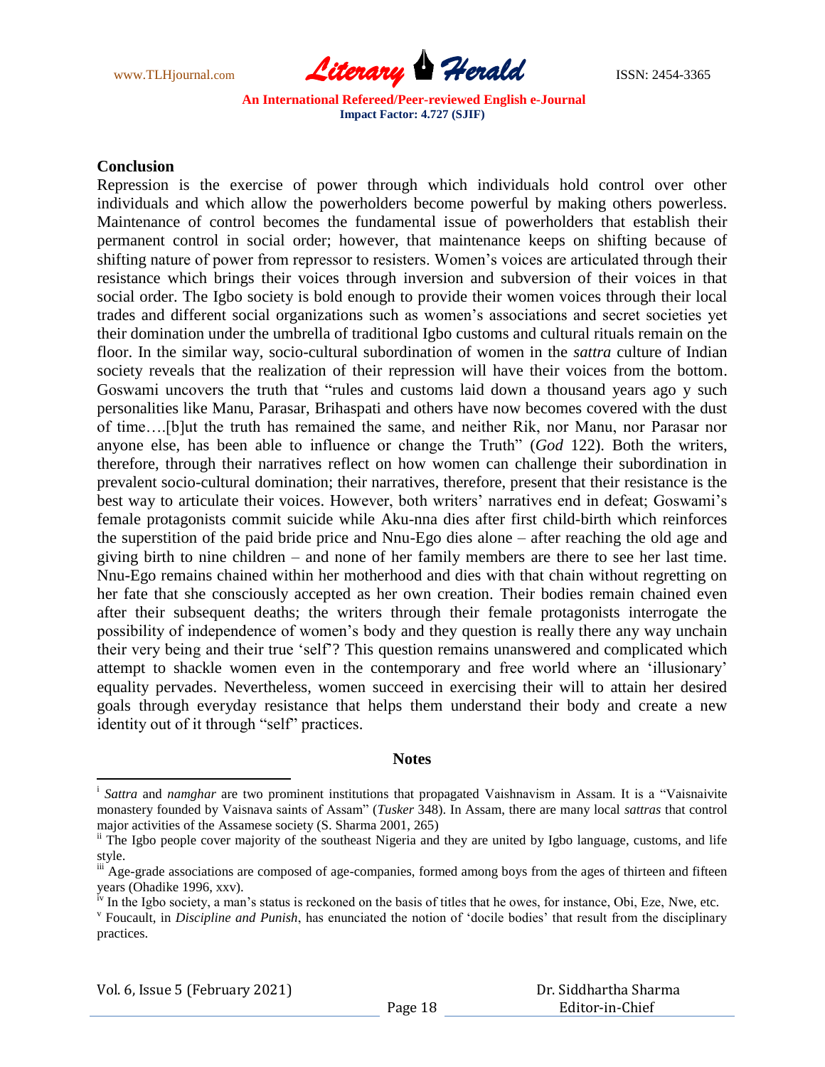**Conclusion**

Repression is the exercise of power through which individuals hold control over other individuals and which allow the powerholders become powerful by making others powerless. Maintenance of control becomes the fundamental issue of powerholders that establish their permanent control in social order; however, that maintenance keeps on shifting because of shifting nature of power from repressor to resisters. Women's voices are articulated through their resistance which brings their voices through inversion and subversion of their voices in that social order. The Igbo society is bold enough to provide their women voices through their local trades and different social organizations such as women's associations and secret societies yet their domination under the umbrella of traditional Igbo customs and cultural rituals remain on the floor. In the similar way, socio-cultural subordination of women in the *sattra* culture of Indian society reveals that the realization of their repression will have their voices from the bottom. Goswami uncovers the truth that "rules and customs laid down a thousand years ago y such personalities like Manu, Parasar, Brihaspati and others have now becomes covered with the dust of time….[b]ut the truth has remained the same, and neither Rik, nor Manu, nor Parasar nor anyone else, has been able to influence or change the Truth" (*God* 122). Both the writers, therefore, through their narratives reflect on how women can challenge their subordination in prevalent socio-cultural domination; their narratives, therefore, present that their resistance is the best way to articulate their voices. However, both writers' narratives end in defeat; Goswami's female protagonists commit suicide while Aku-nna dies after first child-birth which reinforces the superstition of the paid bride price and Nnu-Ego dies alone – after reaching the old age and giving birth to nine children – and none of her family members are there to see her last time. Nnu-Ego remains chained within her motherhood and dies with that chain without regretting on her fate that she consciously accepted as her own creation. Their bodies remain chained even after their subsequent deaths; the writers through their female protagonists interrogate the possibility of independence of women's body and they question is really there any way unchain their very being and their true 'self'? This question remains unanswered and complicated which attempt to shackle women even in the contemporary and free world where an 'illusionary' equality pervades. Nevertheless, women succeed in exercising their will to attain her desired goals through everyday resistance that helps them understand their body and create a new identity out of it through "self" practices.

**Notes**

[i] *Sattra* and *namghar* are two prominent institutions that propagated Vaishnavism in Assam. It is a "Vaisnaivite monastery founded by Vaisnava saints of Assam" (*Tusker* 348). In Assam, there are many local *sattras* that control major activities of the Assamese society (S. Sharma 2001, 265)

[ii] The Igbo people cover majority of the southeast Nigeria and they are united by Igbo language, customs, and life style.

[iii] Age-grade associations are composed of age-companies, formed among boys from the ages of thirteen and fifteen years (Ohadike 1996, xxv).

[iv] In the Igbo society, a man's status is reckoned on the basis of titles that he owes, for instance, Obi, Eze, Nwe, etc.

[v] Foucault, in *Discipline and Punish*, has enunciated the notion of 'docile bodies' that result from the disciplinary practices.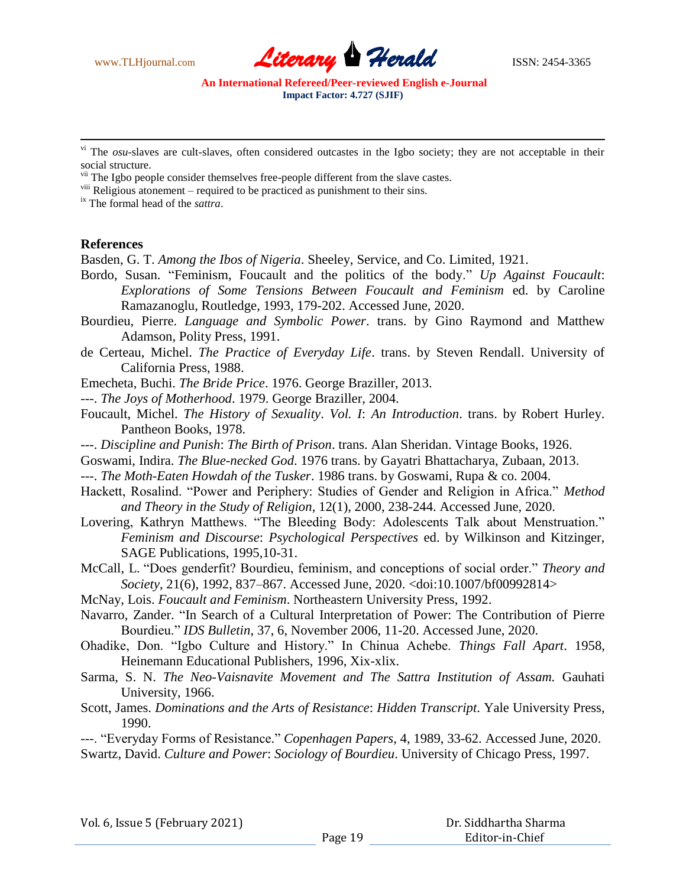[vi] The *osu*-slaves are cult-slaves, often considered outcastes in the Igbo society; they are not acceptable in their social structure.

[vii] The Igbo people consider themselves free-people different from the slave castes.

[viii] Religious atonement – required to be practiced as punishment to their sins.

[ix] The formal head of the *sattra*.

## References

Basden, G. T. *Among the Ibos of Nigeria*. Sheeley, Service, and Co. Limited, 1921.

Bordo, Susan. "Feminism, Foucault and the politics of the body." *Up Against Foucault*: *Explorations of Some Tensions Between Foucault and Feminism* ed. by Caroline Ramazanoglu, Routledge, 1993, 179-202. Accessed June, 2020.

Bourdieu, Pierre. *Language and Symbolic Power*. trans. by Gino Raymond and Matthew Adamson, Polity Press, 1991.

de Certeau, Michel. *The Practice of Everyday Life*. trans. by Steven Rendall. University of California Press, 1988.

Emecheta, Buchi. *The Bride Price*. 1976. George Braziller, 2013.

---. *The Joys of Motherhood*. 1979. George Braziller, 2004.

Foucault, Michel. *The History of Sexuality*. *Vol. I*: *An Introduction*. trans. by Robert Hurley. Pantheon Books, 1978.

---. *Discipline and Punish*: *The Birth of Prison*. trans. Alan Sheridan. Vintage Books, 1926.

Goswami, Indira. *The Blue-necked God*. 1976 trans. by Gayatri Bhattacharya, Zubaan, 2013.

---. *The Moth-Eaten Howdah of the Tusker*. 1986 trans. by Goswami, Rupa & co. 2004.

Hackett, Rosalind. "Power and Periphery: Studies of Gender and Religion in Africa." *Method and Theory in the Study of Religion*, 12(1), 2000, 238-244. Accessed June, 2020.

Lovering, Kathryn Matthews. "The Bleeding Body: Adolescents Talk about Menstruation." *Feminism and Discourse*: *Psychological Perspectives* ed. by Wilkinson and Kitzinger, SAGE Publications, 1995,10-31.

McCall, L. "Does genderfit? Bourdieu, feminism, and conceptions of social order." *Theory and Society*, 21(6), 1992, 837–867. Accessed June, 2020. <doi:10.1007/bf00992814>

McNay, Lois. *Foucault and Feminism*. Northeastern University Press, 1992.

Navarro, Zander. "In Search of a Cultural Interpretation of Power: The Contribution of Pierre Bourdieu." *IDS Bulletin*, 37, 6, November 2006, 11-20. Accessed June, 2020.

Ohadike, Don. "Igbo Culture and History." In Chinua Achebe. *Things Fall Apart*. 1958, Heinemann Educational Publishers, 1996, Xix-xlix.

Sarma, S. N. *The Neo-Vaisnavite Movement and The Sattra Institution of Assam.* Gauhati University, 1966.

Scott, James. *Dominations and the Arts of Resistance*: *Hidden Transcript*. Yale University Press, 1990.

---. "Everyday Forms of Resistance." *Copenhagen Papers*, 4, 1989, 33-62. Accessed June, 2020.

Swartz, David. *Culture and Power*: *Sociology of Bourdieu*. University of Chicago Press, 1997.